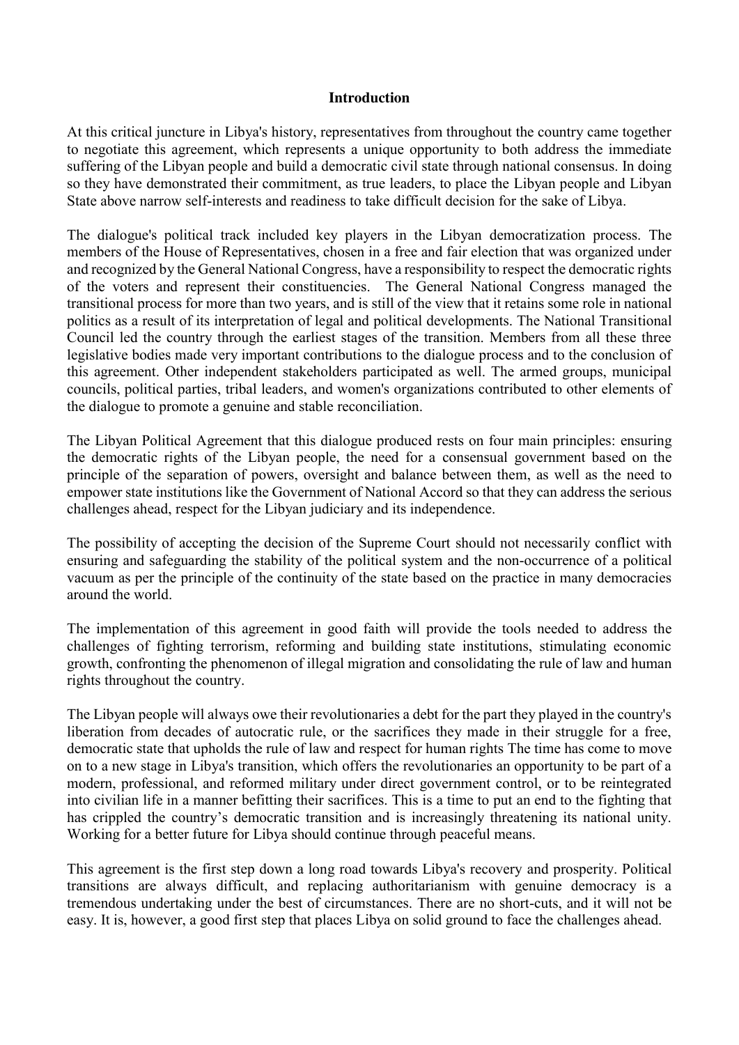## Introduction

At this critical juncture in Libya's history, representatives from throughout the country came together to negotiate this agreement, which represents a unique opportunity to both address the immediate suffering of the Libyan people and build a democratic civil state through national consensus. In doing so they have demonstrated their commitment, as true leaders, to place the Libyan people and Libyan State above narrow self-interests and readiness to take difficult decision for the sake of Libya.

The dialogue's political track included key players in the Libyan democratization process. The members of the House of Representatives, chosen in a free and fair election that was organized under and recognized by the General National Congress, have a responsibility to respect the democratic rights of the voters and represent their constituencies. The General National Congress managed the transitional process for more than two years, and is still of the view that it retains some role in national politics as a result of its interpretation of legal and political developments. The National Transitional Council led the country through the earliest stages of the transition. Members from all these three legislative bodies made very important contributions to the dialogue process and to the conclusion of this agreement. Other independent stakeholders participated as well. The armed groups, municipal councils, political parties, tribal leaders, and women's organizations contributed to other elements of the dialogue to promote a genuine and stable reconciliation.

The Libyan Political Agreement that this dialogue produced rests on four main principles: ensuring the democratic rights of the Libyan people, the need for a consensual government based on the principle of the separation of powers, oversight and balance between them, as well as the need to empower state institutions like the Government of National Accord so that they can address the serious challenges ahead, respect for the Libyan judiciary and its independence.

The possibility of accepting the decision of the Supreme Court should not necessarily conflict with ensuring and safeguarding the stability of the political system and the non-occurrence of a political vacuum as per the principle of the continuity of the state based on the practice in many democracies around the world.

The implementation of this agreement in good faith will provide the tools needed to address the challenges of fighting terrorism, reforming and building state institutions, stimulating economic growth, confronting the phenomenon of illegal migration and consolidating the rule of law and human rights throughout the country.

The Libyan people will always owe their revolutionaries a debt for the part they played in the country's liberation from decades of autocratic rule, or the sacrifices they made in their struggle for a free, democratic state that upholds the rule of law and respect for human rights The time has come to move on to a new stage in Libya's transition, which offers the revolutionaries an opportunity to be part of a modern, professional, and reformed military under direct government control, or to be reintegrated into civilian life in a manner befitting their sacrifices. This is a time to put an end to the fighting that has crippled the country's democratic transition and is increasingly threatening its national unity. Working for a better future for Libya should continue through peaceful means.

This agreement is the first step down a long road towards Libya's recovery and prosperity. Political transitions are always difficult, and replacing authoritarianism with genuine democracy is a tremendous undertaking under the best of circumstances. There are no short-cuts, and it will not be easy. It is, however, a good first step that places Libya on solid ground to face the challenges ahead.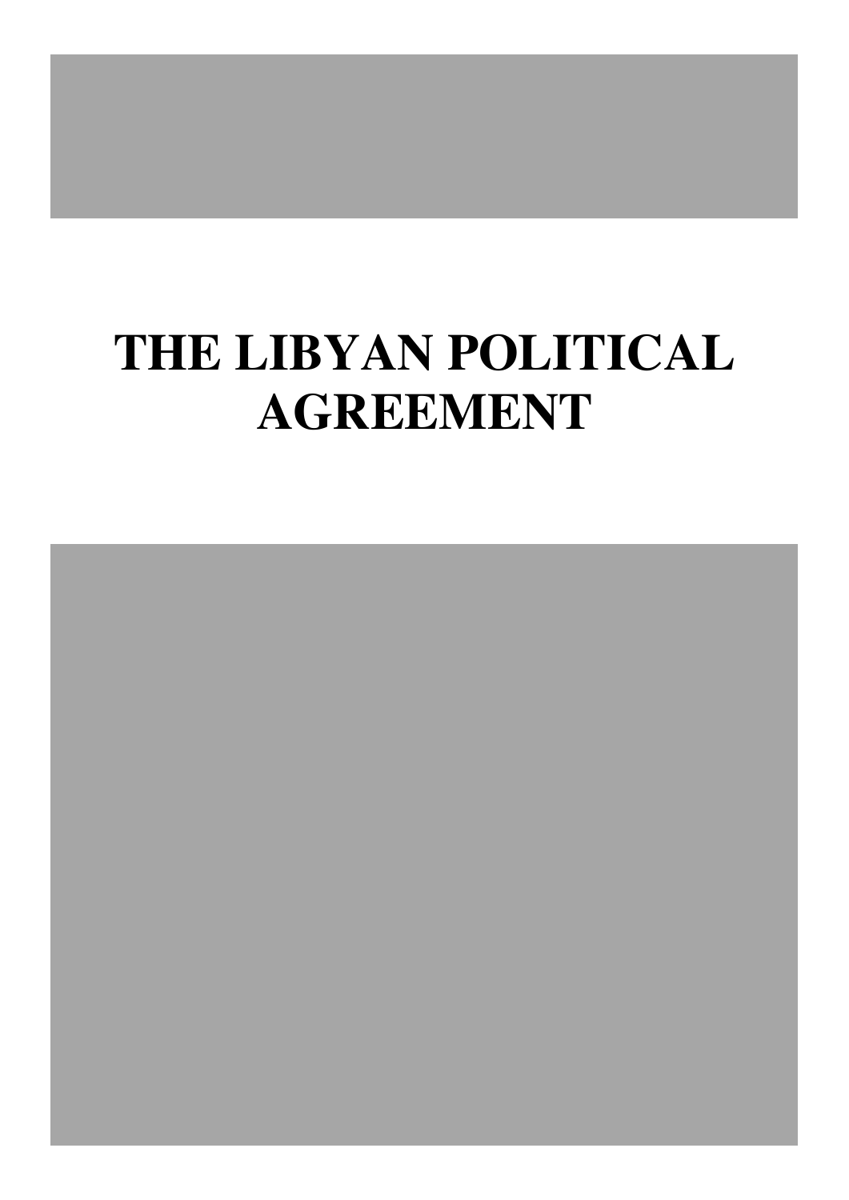# THE LIBYAN POLITICAL AGREEMENT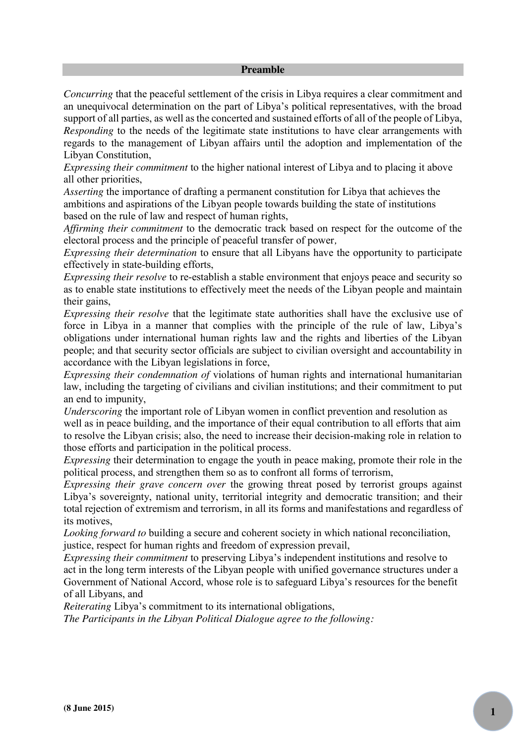## Preamble

*Concurring* that the peaceful settlement of the crisis in Libya requires a clear commitment and an unequivocal determination on the part of Libya's political representatives, with the broad support of all parties, as well as the concerted and sustained efforts of all of the people of Libya,

*Responding* to the needs of the legitimate state institutions to have clear arrangements with regards to the management of Libyan affairs until the adoption and implementation of the Libyan Constitution,

*Expressing their commitment* to the higher national interest of Libya and to placing it above all other priorities,

*Asserting* the importance of drafting a permanent constitution for Libya that achieves the ambitions and aspirations of the Libyan people towards building the state of institutions based on the rule of law and respect of human rights,

*Affirming their commitment* to the democratic track based on respect for the outcome of the electoral process and the principle of peaceful transfer of power*,*

*Expressing their determination* to ensure that all Libyans have the opportunity to participate effectively in state-building efforts,

*Expressing their resolve* to re-establish a stable environment that enjoys peace and security so as to enable state institutions to effectively meet the needs of the Libyan people and maintain their gains,

*Expressing their resolve* that the legitimate state authorities shall have the exclusive use of force in Libya in a manner that complies with the principle of the rule of law, Libya's obligations under international human rights law and the rights and liberties of the Libyan people; and that security sector officials are subject to civilian oversight and accountability in accordance with the Libyan legislations in force,

*Expressing their condemnation of* violations of human rights and international humanitarian law, including the targeting of civilians and civilian institutions; and their commitment to put an end to impunity,

*Underscoring* the important role of Libyan women in conflict prevention and resolution as well as in peace building, and the importance of their equal contribution to all efforts that aim to resolve the Libyan crisis; also, the need to increase their decision-making role in relation to those efforts and participation in the political process.

*Expressing* their determination to engage the youth in peace making, promote their role in the political process, and strengthen them so as to confront all forms of terrorism,

*Expressing their grave concern over* the growing threat posed by terrorist groups against Libya's sovereignty, national unity, territorial integrity and democratic transition; and their total rejection of extremism and terrorism, in all its forms and manifestations and regardless of its motives,

*Looking forward to* building a secure and coherent society in which national reconciliation, justice, respect for human rights and freedom of expression prevail,

*Expressing their commitment* to preserving Libya's independent institutions and resolve to act in the long term interests of the Libyan people with unified governance structures under a Government of National Accord, whose role is to safeguard Libya's resources for the benefit of all Libyans, and

*Reiterating* Libya's commitment to its international obligations,

*The Participants in the Libyan Political Dialogue agree to the following:*

**(8 June 2015)**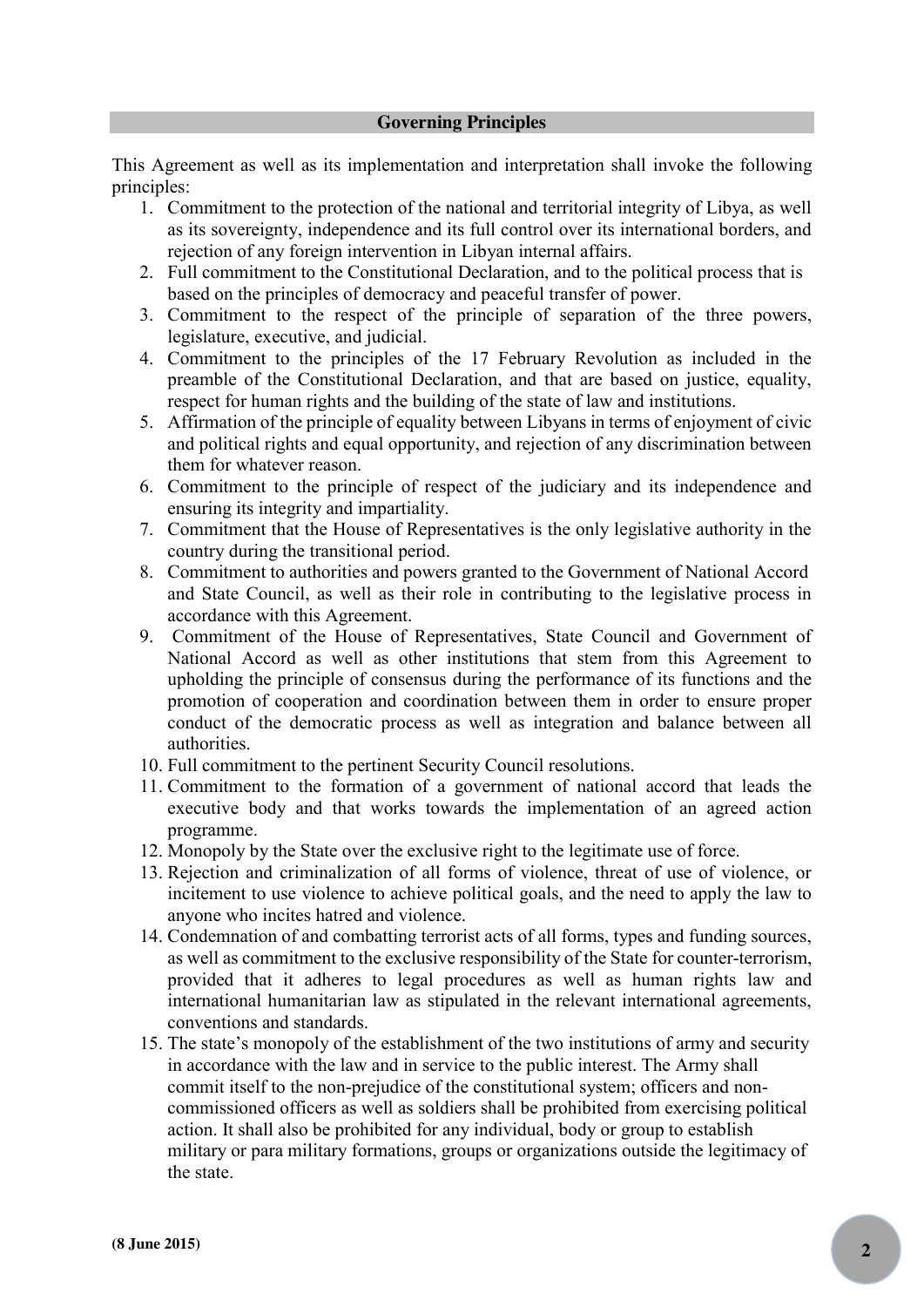## Governing Principles

This Agreement as well as its implementation and interpretation shall invoke the following principles:

1. Commitment to the protection of the national and territorial integrity of Libya, as well as its sovereignty, independence and its full control over its international borders, and rejection of any foreign intervention in Libyan internal affairs.
2. Full commitment to the Constitutional Declaration, and to the political process that is based on the principles of democracy and peaceful transfer of power.
3. Commitment to the respect of the principle of separation of the three powers, legislature, executive, and judicial.
4. Commitment to the principles of the 17 February Revolution as included in the preamble of the Constitutional Declaration, and that are based on justice, equality, respect for human rights and the building of the state of law and institutions.
5. Affirmation of the principle of equality between Libyans in terms of enjoyment of civic and political rights and equal opportunity, and rejection of any discrimination between them for whatever reason.
6. Commitment to the principle of respect of the judiciary and its independence and ensuring its integrity and impartiality.
7. Commitment that the House of Representatives is the only legislative authority in the country during the transitional period.
8. Commitment to authorities and powers granted to the Government of National Accord and State Council, as well as their role in contributing to the legislative process in accordance with this Agreement.
9. Commitment of the House of Representatives, State Council and Government of National Accord as well as other institutions that stem from this Agreement to upholding the principle of consensus during the performance of its functions and the promotion of cooperation and coordination between them in order to ensure proper conduct of the democratic process as well as integration and balance between all authorities.
10. Full commitment to the pertinent Security Council resolutions.
11. Commitment to the formation of a government of national accord that leads the executive body and that works towards the implementation of an agreed action programme.
12. Monopoly by the State over the exclusive right to the legitimate use of force.
13. Rejection and criminalization of all forms of violence, threat of use of violence, or incitement to use violence to achieve political goals, and the need to apply the law to anyone who incites hatred and violence.
14. Condemnation of and combatting terrorist acts of all forms, types and funding sources, as well as commitment to the exclusive responsibility of the State for counter-terrorism, provided that it adheres to legal procedures as well as human rights law and international humanitarian law as stipulated in the relevant international agreements, conventions and standards.
15. The state's monopoly of the establishment of the two institutions of army and security in accordance with the law and in service to the public interest. The Army shall commit itself to the non-prejudice of the constitutional system; officers and non-commissioned officers as well as soldiers shall be prohibited from exercising political action. It shall also be prohibited for any individual, body or group to establish military or para military formations, groups or organizations outside the legitimacy of the state.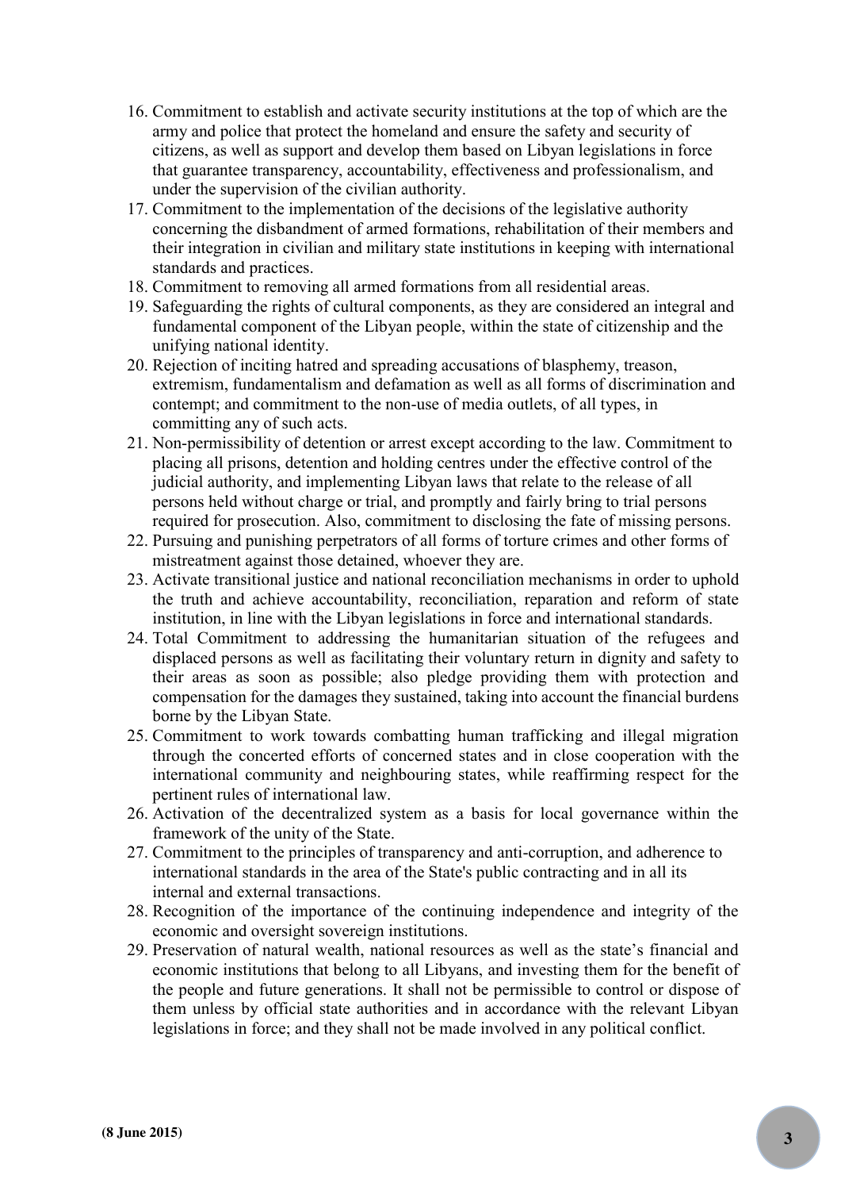16. Commitment to establish and activate security institutions at the top of which are the army and police that protect the homeland and ensure the safety and security of citizens, as well as support and develop them based on Libyan legislations in force that guarantee transparency, accountability, effectiveness and professionalism, and under the supervision of the civilian authority.
17. Commitment to the implementation of the decisions of the legislative authority concerning the disbandment of armed formations, rehabilitation of their members and their integration in civilian and military state institutions in keeping with international standards and practices.
18. Commitment to removing all armed formations from all residential areas.
19. Safeguarding the rights of cultural components, as they are considered an integral and fundamental component of the Libyan people, within the state of citizenship and the unifying national identity.
20. Rejection of inciting hatred and spreading accusations of blasphemy, treason, extremism, fundamentalism and defamation as well as all forms of discrimination and contempt; and commitment to the non-use of media outlets, of all types, in committing any of such acts.
21. Non-permissibility of detention or arrest except according to the law. Commitment to placing all prisons, detention and holding centres under the effective control of the judicial authority, and implementing Libyan laws that relate to the release of all persons held without charge or trial, and promptly and fairly bring to trial persons required for prosecution. Also, commitment to disclosing the fate of missing persons.
22. Pursuing and punishing perpetrators of all forms of torture crimes and other forms of mistreatment against those detained, whoever they are.
23. Activate transitional justice and national reconciliation mechanisms in order to uphold the truth and achieve accountability, reconciliation, reparation and reform of state institution, in line with the Libyan legislations in force and international standards.
24. Total Commitment to addressing the humanitarian situation of the refugees and displaced persons as well as facilitating their voluntary return in dignity and safety to their areas as soon as possible; also pledge providing them with protection and compensation for the damages they sustained, taking into account the financial burdens borne by the Libyan State.
25. Commitment to work towards combatting human trafficking and illegal migration through the concerted efforts of concerned states and in close cooperation with the international community and neighbouring states, while reaffirming respect for the pertinent rules of international law.
26. Activation of the decentralized system as a basis for local governance within the framework of the unity of the State.
27. Commitment to the principles of transparency and anti-corruption, and adherence to international standards in the area of the State's public contracting and in all its internal and external transactions.
28. Recognition of the importance of the continuing independence and integrity of the economic and oversight sovereign institutions.
29. Preservation of natural wealth, national resources as well as the state's financial and economic institutions that belong to all Libyans, and investing them for the benefit of the people and future generations. It shall not be permissible to control or dispose of them unless by official state authorities and in accordance with the relevant Libyan legislations in force; and they shall not be made involved in any political conflict.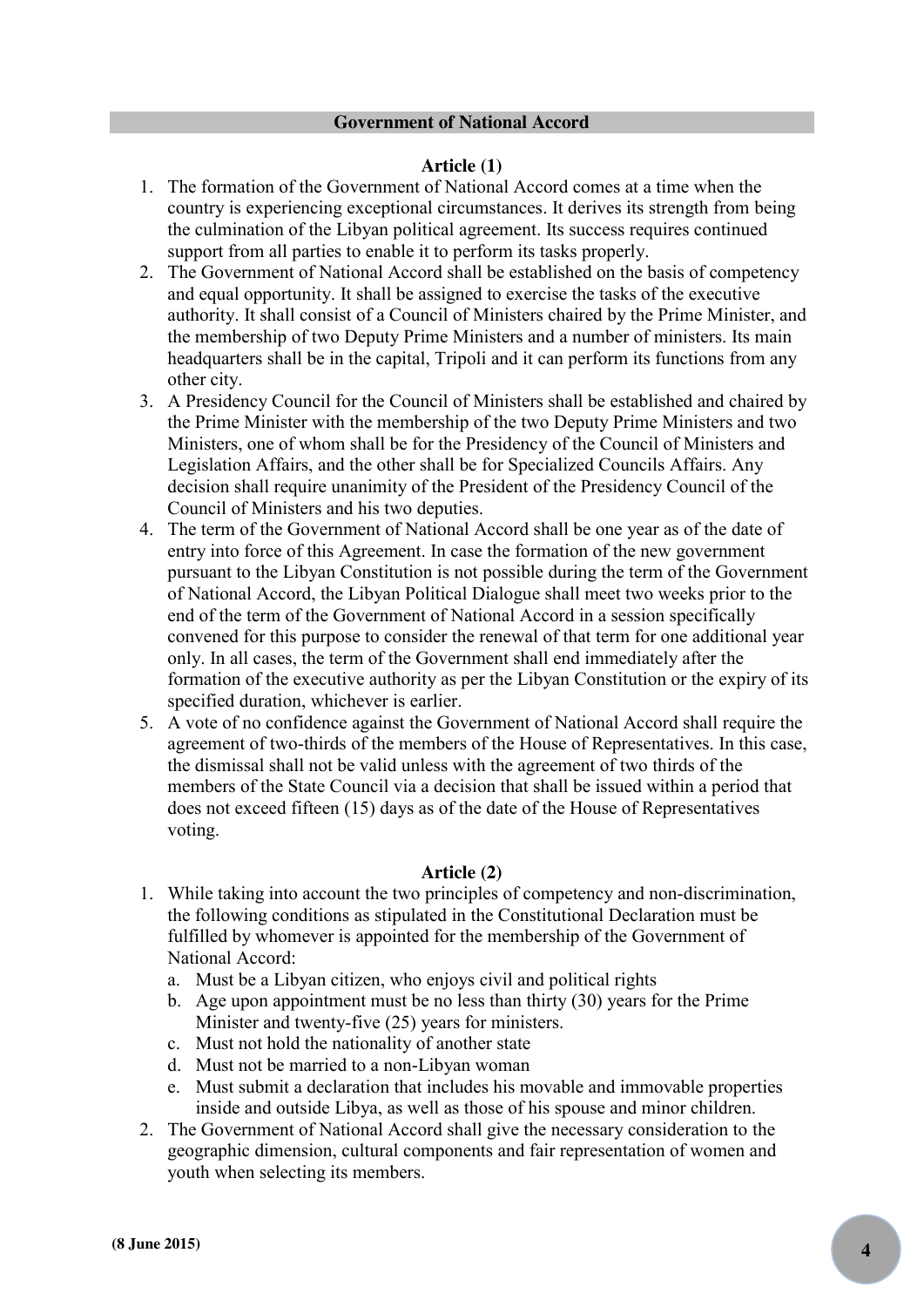## Government of National Accord

### Article (1)

1. The formation of the Government of National Accord comes at a time when the country is experiencing exceptional circumstances. It derives its strength from being the culmination of the Libyan political agreement. Its success requires continued support from all parties to enable it to perform its tasks properly.
2. The Government of National Accord shall be established on the basis of competency and equal opportunity. It shall be assigned to exercise the tasks of the executive authority. It shall consist of a Council of Ministers chaired by the Prime Minister, and the membership of two Deputy Prime Ministers and a number of ministers. Its main headquarters shall be in the capital, Tripoli and it can perform its functions from any other city.
3. A Presidency Council for the Council of Ministers shall be established and chaired by the Prime Minister with the membership of the two Deputy Prime Ministers and two Ministers, one of whom shall be for the Presidency of the Council of Ministers and Legislation Affairs, and the other shall be for Specialized Councils Affairs. Any decision shall require unanimity of the President of the Presidency Council of the Council of Ministers and his two deputies.
4. The term of the Government of National Accord shall be one year as of the date of entry into force of this Agreement. In case the formation of the new government pursuant to the Libyan Constitution is not possible during the term of the Government of National Accord, the Libyan Political Dialogue shall meet two weeks prior to the end of the term of the Government of National Accord in a session specifically convened for this purpose to consider the renewal of that term for one additional year only. In all cases, the term of the Government shall end immediately after the formation of the executive authority as per the Libyan Constitution or the expiry of its specified duration, whichever is earlier.
5. A vote of no confidence against the Government of National Accord shall require the agreement of two-thirds of the members of the House of Representatives. In this case, the dismissal shall not be valid unless with the agreement of two thirds of the members of the State Council via a decision that shall be issued within a period that does not exceed fifteen (15) days as of the date of the House of Representatives voting.

### Article (2)

1. While taking into account the two principles of competency and non-discrimination, the following conditions as stipulated in the Constitutional Declaration must be fulfilled by whomever is appointed for the membership of the Government of National Accord:
   a. Must be a Libyan citizen, who enjoys civil and political rights
   b. Age upon appointment must be no less than thirty (30) years for the Prime Minister and twenty-five (25) years for ministers.
   c. Must not hold the nationality of another state
   d. Must not be married to a non-Libyan woman
   e. Must submit a declaration that includes his movable and immovable properties inside and outside Libya, as well as those of his spouse and minor children.
2. The Government of National Accord shall give the necessary consideration to the geographic dimension, cultural components and fair representation of women and youth when selecting its members.

(8 June 2015)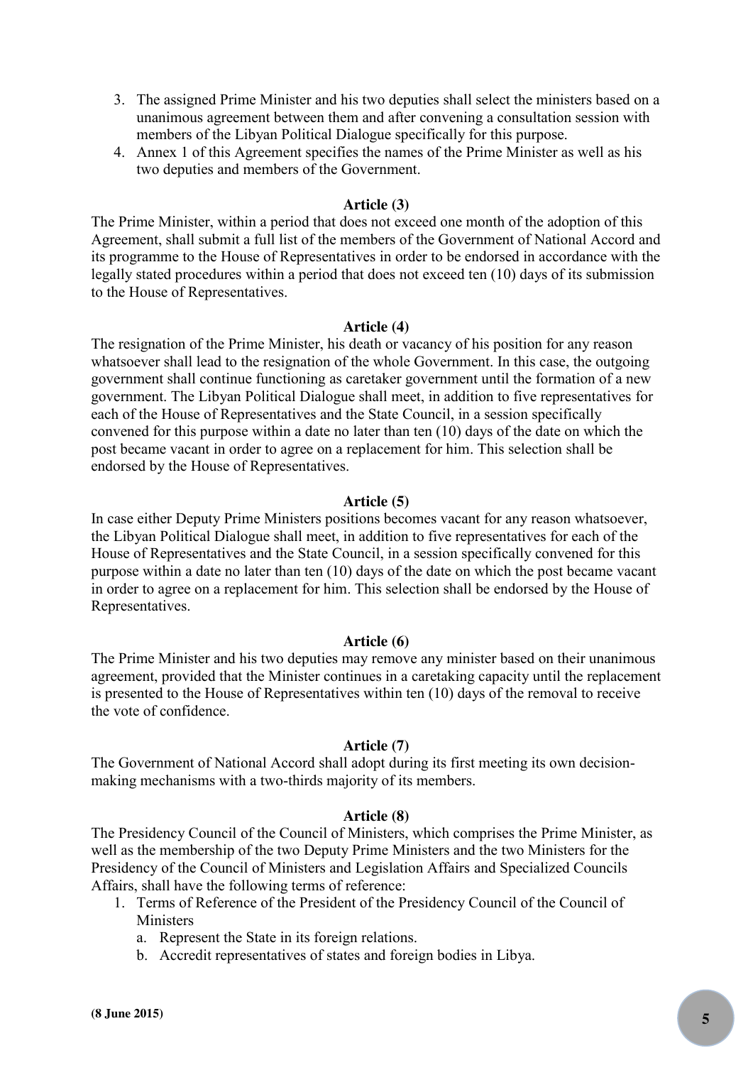3. The assigned Prime Minister and his two deputies shall select the ministers based on a unanimous agreement between them and after convening a consultation session with members of the Libyan Political Dialogue specifically for this purpose.
4. Annex 1 of this Agreement specifies the names of the Prime Minister as well as his two deputies and members of the Government.

**Article (3)**

The Prime Minister, within a period that does not exceed one month of the adoption of this Agreement, shall submit a full list of the members of the Government of National Accord and its programme to the House of Representatives in order to be endorsed in accordance with the legally stated procedures within a period that does not exceed ten (10) days of its submission to the House of Representatives.

**Article (4)**

The resignation of the Prime Minister, his death or vacancy of his position for any reason whatsoever shall lead to the resignation of the whole Government. In this case, the outgoing government shall continue functioning as caretaker government until the formation of a new government. The Libyan Political Dialogue shall meet, in addition to five representatives for each of the House of Representatives and the State Council, in a session specifically convened for this purpose within a date no later than ten (10) days of the date on which the post became vacant in order to agree on a replacement for him. This selection shall be endorsed by the House of Representatives.

**Article (5)**

In case either Deputy Prime Ministers positions becomes vacant for any reason whatsoever, the Libyan Political Dialogue shall meet, in addition to five representatives for each of the House of Representatives and the State Council, in a session specifically convened for this purpose within a date no later than ten (10) days of the date on which the post became vacant in order to agree on a replacement for him. This selection shall be endorsed by the House of Representatives.

**Article (6)**

The Prime Minister and his two deputies may remove any minister based on their unanimous agreement, provided that the Minister continues in a caretaking capacity until the replacement is presented to the House of Representatives within ten (10) days of the removal to receive the vote of confidence.

**Article (7)**

The Government of National Accord shall adopt during its first meeting its own decision-making mechanisms with a two-thirds majority of its members.

**Article (8)**

The Presidency Council of the Council of Ministers, which comprises the Prime Minister, as well as the membership of the two Deputy Prime Ministers and the two Ministers for the Presidency of the Council of Ministers and Legislation Affairs and Specialized Councils Affairs, shall have the following terms of reference:

1. Terms of Reference of the President of the Presidency Council of the Council of Ministers
   a. Represent the State in its foreign relations.
   b. Accredit representatives of states and foreign bodies in Libya.

**(8 June 2015)**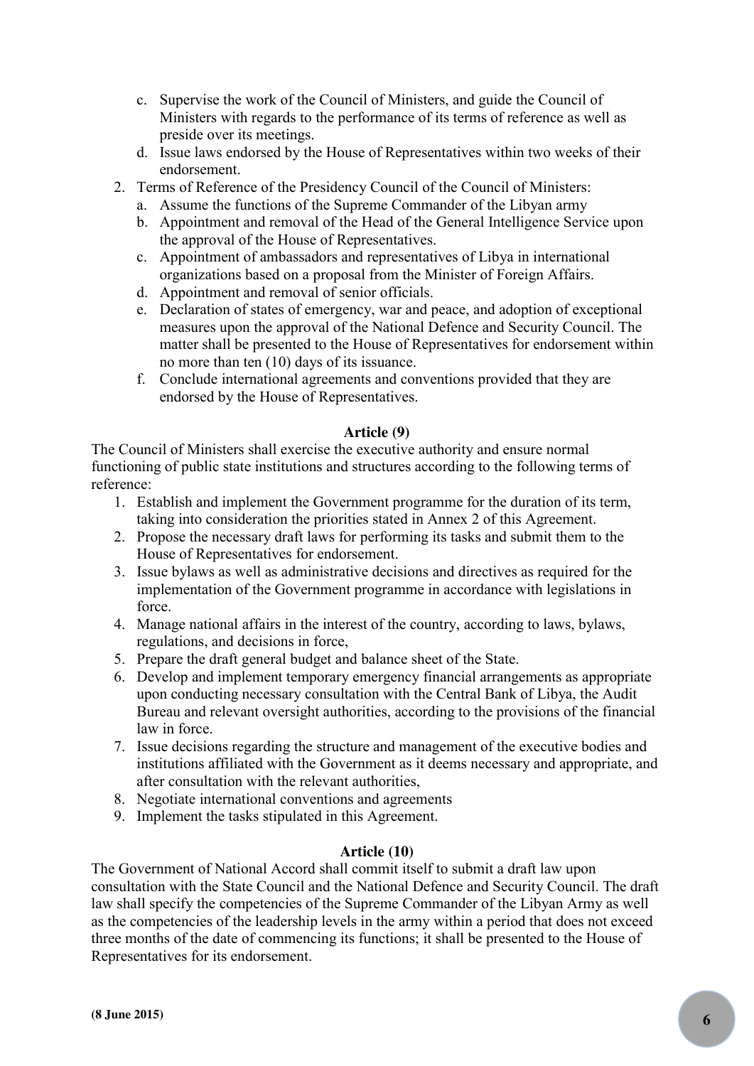c. Supervise the work of the Council of Ministers, and guide the Council of Ministers with regards to the performance of its terms of reference as well as preside over its meetings.
   d. Issue laws endorsed by the House of Representatives within two weeks of their endorsement.
2. Terms of Reference of the Presidency Council of the Council of Ministers:
   a. Assume the functions of the Supreme Commander of the Libyan army
   b. Appointment and removal of the Head of the General Intelligence Service upon the approval of the House of Representatives.
   c. Appointment of ambassadors and representatives of Libya in international organizations based on a proposal from the Minister of Foreign Affairs.
   d. Appointment and removal of senior officials.
   e. Declaration of states of emergency, war and peace, and adoption of exceptional measures upon the approval of the National Defence and Security Council. The matter shall be presented to the House of Representatives for endorsement within no more than ten (10) days of its issuance.
   f. Conclude international agreements and conventions provided that they are endorsed by the House of Representatives.

**Article (9)**

The Council of Ministers shall exercise the executive authority and ensure normal functioning of public state institutions and structures according to the following terms of reference:

1. Establish and implement the Government programme for the duration of its term, taking into consideration the priorities stated in Annex 2 of this Agreement.
2. Propose the necessary draft laws for performing its tasks and submit them to the House of Representatives for endorsement.
3. Issue bylaws as well as administrative decisions and directives as required for the implementation of the Government programme in accordance with legislations in force.
4. Manage national affairs in the interest of the country, according to laws, bylaws, regulations, and decisions in force,
5. Prepare the draft general budget and balance sheet of the State.
6. Develop and implement temporary emergency financial arrangements as appropriate upon conducting necessary consultation with the Central Bank of Libya, the Audit Bureau and relevant oversight authorities, according to the provisions of the financial law in force.
7. Issue decisions regarding the structure and management of the executive bodies and institutions affiliated with the Government as it deems necessary and appropriate, and after consultation with the relevant authorities,
8. Negotiate international conventions and agreements
9. Implement the tasks stipulated in this Agreement.

**Article (10)**

The Government of National Accord shall commit itself to submit a draft law upon consultation with the State Council and the National Defence and Security Council. The draft law shall specify the competencies of the Supreme Commander of the Libyan Army as well as the competencies of the leadership levels in the army within a period that does not exceed three months of the date of commencing its functions; it shall be presented to the House of Representatives for its endorsement.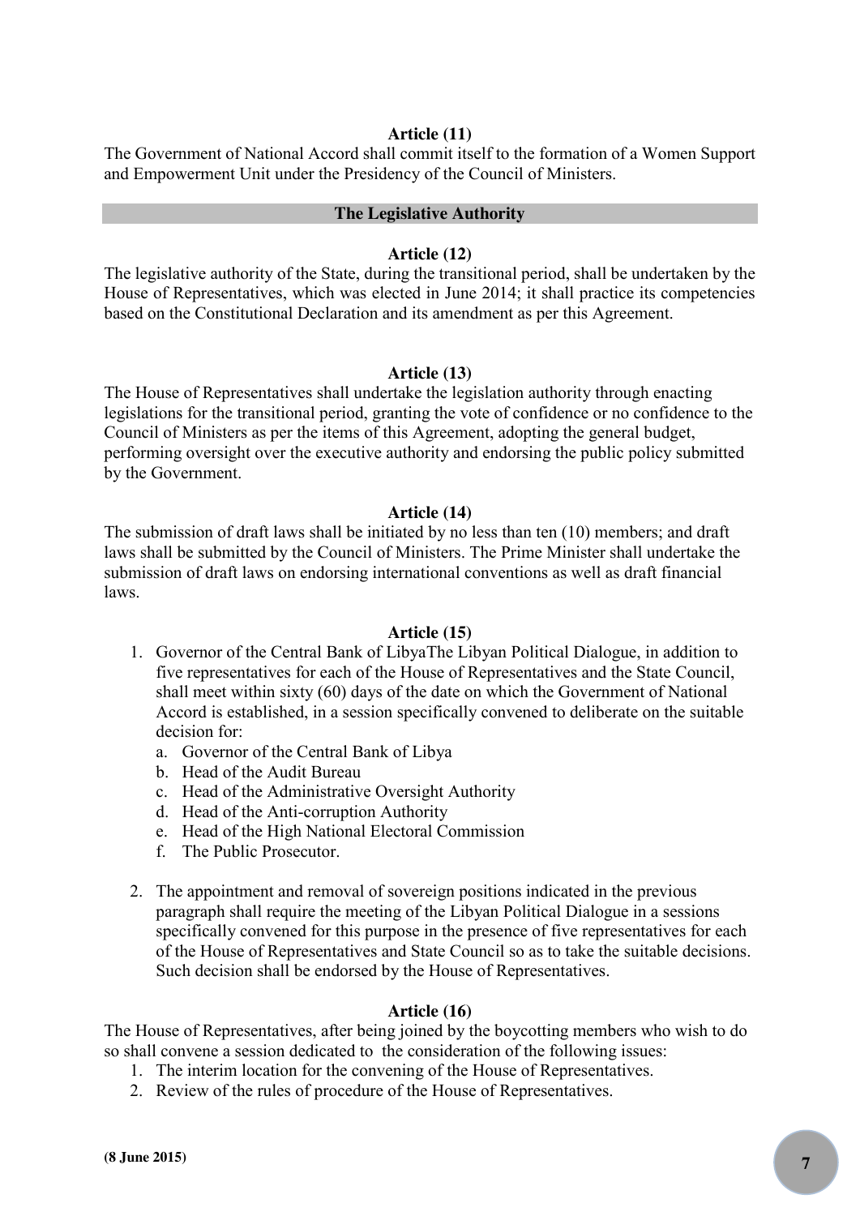### Article (11)

The Government of National Accord shall commit itself to the formation of a Women Support and Empowerment Unit under the Presidency of the Council of Ministers.

## The Legislative Authority

### Article (12)

The legislative authority of the State, during the transitional period, shall be undertaken by the House of Representatives, which was elected in June 2014; it shall practice its competencies based on the Constitutional Declaration and its amendment as per this Agreement.

### Article (13)

The House of Representatives shall undertake the legislation authority through enacting legislations for the transitional period, granting the vote of confidence or no confidence to the Council of Ministers as per the items of this Agreement, adopting the general budget, performing oversight over the executive authority and endorsing the public policy submitted by the Government.

### Article (14)

The submission of draft laws shall be initiated by no less than ten (10) members; and draft laws shall be submitted by the Council of Ministers. The Prime Minister shall undertake the submission of draft laws on endorsing international conventions as well as draft financial laws.

### Article (15)

1. Governor of the Central Bank of LibyaThe Libyan Political Dialogue, in addition to five representatives for each of the House of Representatives and the State Council, shall meet within sixty (60) days of the date on which the Government of National Accord is established, in a session specifically convened to deliberate on the suitable decision for:
   a. Governor of the Central Bank of Libya
   b. Head of the Audit Bureau
   c. Head of the Administrative Oversight Authority
   d. Head of the Anti-corruption Authority
   e. Head of the High National Electoral Commission
   f. The Public Prosecutor.
2. The appointment and removal of sovereign positions indicated in the previous paragraph shall require the meeting of the Libyan Political Dialogue in a sessions specifically convened for this purpose in the presence of five representatives for each of the House of Representatives and State Council so as to take the suitable decisions. Such decision shall be endorsed by the House of Representatives.

### Article (16)

The House of Representatives, after being joined by the boycotting members who wish to do so shall convene a session dedicated to the consideration of the following issues:

1. The interim location for the convening of the House of Representatives.
2. Review of the rules of procedure of the House of Representatives.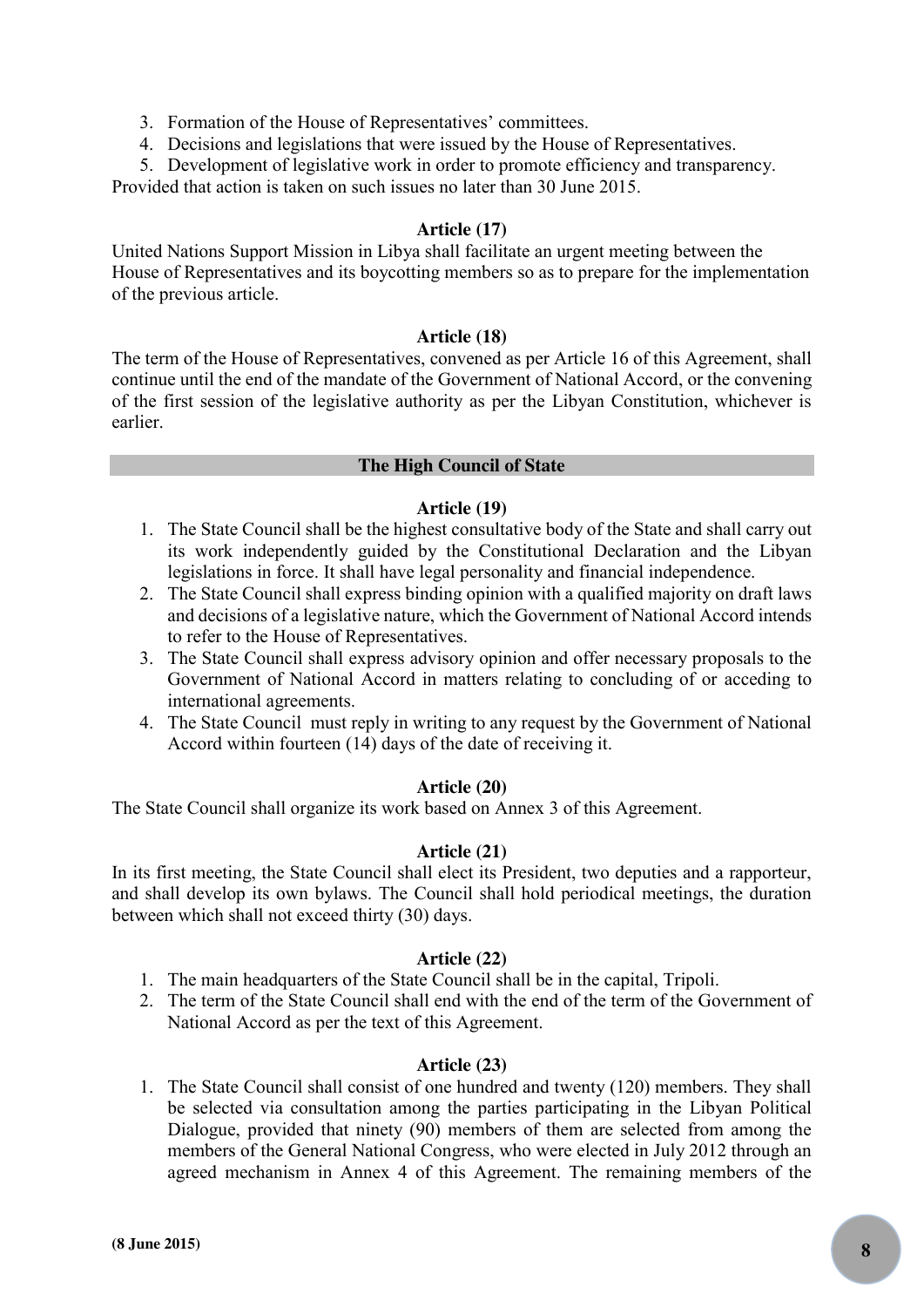3. Formation of the House of Representatives' committees.
4. Decisions and legislations that were issued by the House of Representatives.
5. Development of legislative work in order to promote efficiency and transparency.

Provided that action is taken on such issues no later than 30 June 2015.

**Article (17)**

United Nations Support Mission in Libya shall facilitate an urgent meeting between the House of Representatives and its boycotting members so as to prepare for the implementation of the previous article.

**Article (18)**

The term of the House of Representatives, convened as per Article 16 of this Agreement, shall continue until the end of the mandate of the Government of National Accord, or the convening of the first session of the legislative authority as per the Libyan Constitution, whichever is earlier.

## The High Council of State

**Article (19)**

1. The State Council shall be the highest consultative body of the State and shall carry out its work independently guided by the Constitutional Declaration and the Libyan legislations in force. It shall have legal personality and financial independence.
2. The State Council shall express binding opinion with a qualified majority on draft laws and decisions of a legislative nature, which the Government of National Accord intends to refer to the House of Representatives.
3. The State Council shall express advisory opinion and offer necessary proposals to the Government of National Accord in matters relating to concluding of or acceding to international agreements.
4. The State Council must reply in writing to any request by the Government of National Accord within fourteen (14) days of the date of receiving it.

**Article (20)**

The State Council shall organize its work based on Annex 3 of this Agreement.

**Article (21)**

In its first meeting, the State Council shall elect its President, two deputies and a rapporteur, and shall develop its own bylaws. The Council shall hold periodical meetings, the duration between which shall not exceed thirty (30) days.

**Article (22)**

1. The main headquarters of the State Council shall be in the capital, Tripoli.
2. The term of the State Council shall end with the end of the term of the Government of National Accord as per the text of this Agreement.

**Article (23)**

1. The State Council shall consist of one hundred and twenty (120) members. They shall be selected via consultation among the parties participating in the Libyan Political Dialogue, provided that ninety (90) members of them are selected from among the members of the General National Congress, who were elected in July 2012 through an agreed mechanism in Annex 4 of this Agreement. The remaining members of the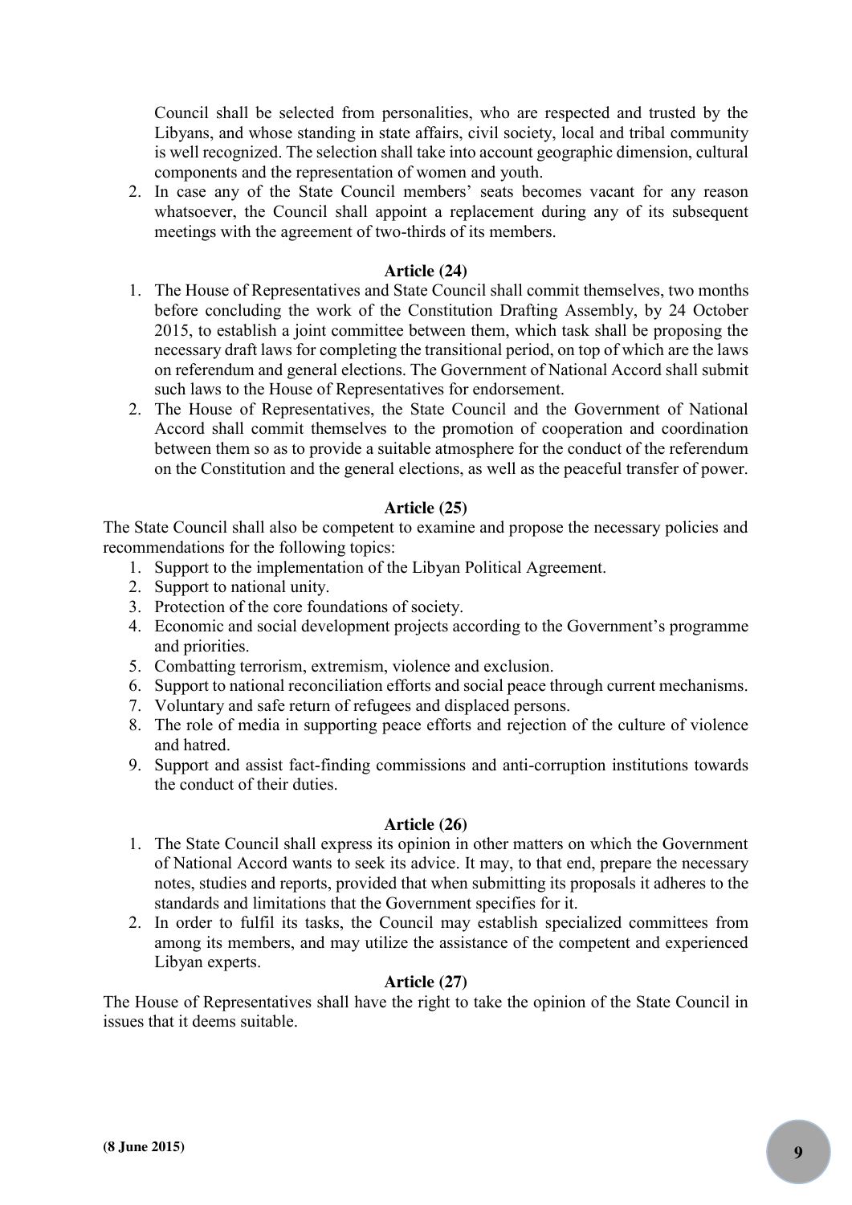Council shall be selected from personalities, who are respected and trusted by the Libyans, and whose standing in state affairs, civil society, local and tribal community is well recognized. The selection shall take into account geographic dimension, cultural components and the representation of women and youth.

2. In case any of the State Council members' seats becomes vacant for any reason whatsoever, the Council shall appoint a replacement during any of its subsequent meetings with the agreement of two-thirds of its members.

**Article (24)**

1. The House of Representatives and State Council shall commit themselves, two months before concluding the work of the Constitution Drafting Assembly, by 24 October 2015, to establish a joint committee between them, which task shall be proposing the necessary draft laws for completing the transitional period, on top of which are the laws on referendum and general elections. The Government of National Accord shall submit such laws to the House of Representatives for endorsement.
2. The House of Representatives, the State Council and the Government of National Accord shall commit themselves to the promotion of cooperation and coordination between them so as to provide a suitable atmosphere for the conduct of the referendum on the Constitution and the general elections, as well as the peaceful transfer of power.

**Article (25)**

The State Council shall also be competent to examine and propose the necessary policies and recommendations for the following topics:

1. Support to the implementation of the Libyan Political Agreement.
2. Support to national unity.
3. Protection of the core foundations of society.
4. Economic and social development projects according to the Government's programme and priorities.
5. Combatting terrorism, extremism, violence and exclusion.
6. Support to national reconciliation efforts and social peace through current mechanisms.
7. Voluntary and safe return of refugees and displaced persons.
8. The role of media in supporting peace efforts and rejection of the culture of violence and hatred.
9. Support and assist fact-finding commissions and anti-corruption institutions towards the conduct of their duties.

**Article (26)**

1. The State Council shall express its opinion in other matters on which the Government of National Accord wants to seek its advice. It may, to that end, prepare the necessary notes, studies and reports, provided that when submitting its proposals it adheres to the standards and limitations that the Government specifies for it.
2. In order to fulfil its tasks, the Council may establish specialized committees from among its members, and may utilize the assistance of the competent and experienced Libyan experts.

**Article (27)**

The House of Representatives shall have the right to take the opinion of the State Council in issues that it deems suitable.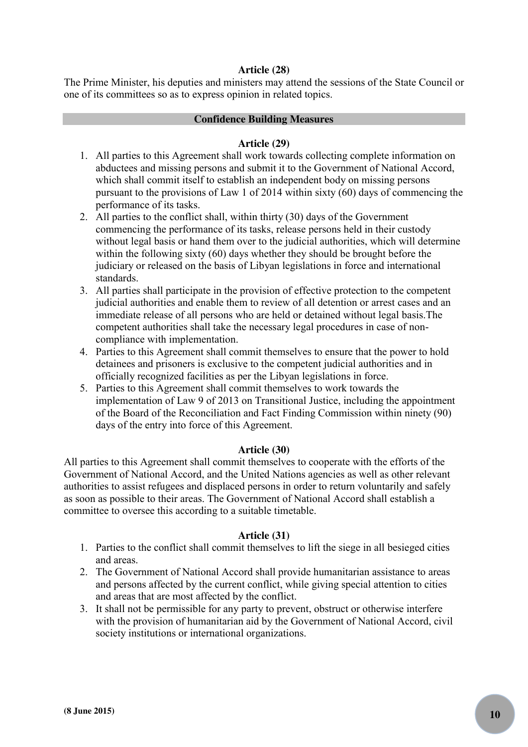**Article (28)**

The Prime Minister, his deputies and ministers may attend the sessions of the State Council or one of its committees so as to express opinion in related topics.

## Confidence Building Measures

**Article (29)**

1. All parties to this Agreement shall work towards collecting complete information on abductees and missing persons and submit it to the Government of National Accord, which shall commit itself to establish an independent body on missing persons pursuant to the provisions of Law 1 of 2014 within sixty (60) days of commencing the performance of its tasks.
2. All parties to the conflict shall, within thirty (30) days of the Government commencing the performance of its tasks, release persons held in their custody without legal basis or hand them over to the judicial authorities, which will determine within the following sixty (60) days whether they should be brought before the judiciary or released on the basis of Libyan legislations in force and international standards.
3. All parties shall participate in the provision of effective protection to the competent judicial authorities and enable them to review of all detention or arrest cases and an immediate release of all persons who are held or detained without legal basis.The competent authorities shall take the necessary legal procedures in case of non-compliance with implementation.
4. Parties to this Agreement shall commit themselves to ensure that the power to hold detainees and prisoners is exclusive to the competent judicial authorities and in officially recognized facilities as per the Libyan legislations in force.
5. Parties to this Agreement shall commit themselves to work towards the implementation of Law 9 of 2013 on Transitional Justice, including the appointment of the Board of the Reconciliation and Fact Finding Commission within ninety (90) days of the entry into force of this Agreement.

**Article (30)**

All parties to this Agreement shall commit themselves to cooperate with the efforts of the Government of National Accord, and the United Nations agencies as well as other relevant authorities to assist refugees and displaced persons in order to return voluntarily and safely as soon as possible to their areas. The Government of National Accord shall establish a committee to oversee this according to a suitable timetable.

**Article (31)**

1. Parties to the conflict shall commit themselves to lift the siege in all besieged cities and areas.
2. The Government of National Accord shall provide humanitarian assistance to areas and persons affected by the current conflict, while giving special attention to cities and areas that are most affected by the conflict.
3. It shall not be permissible for any party to prevent, obstruct or otherwise interfere with the provision of humanitarian aid by the Government of National Accord, civil society institutions or international organizations.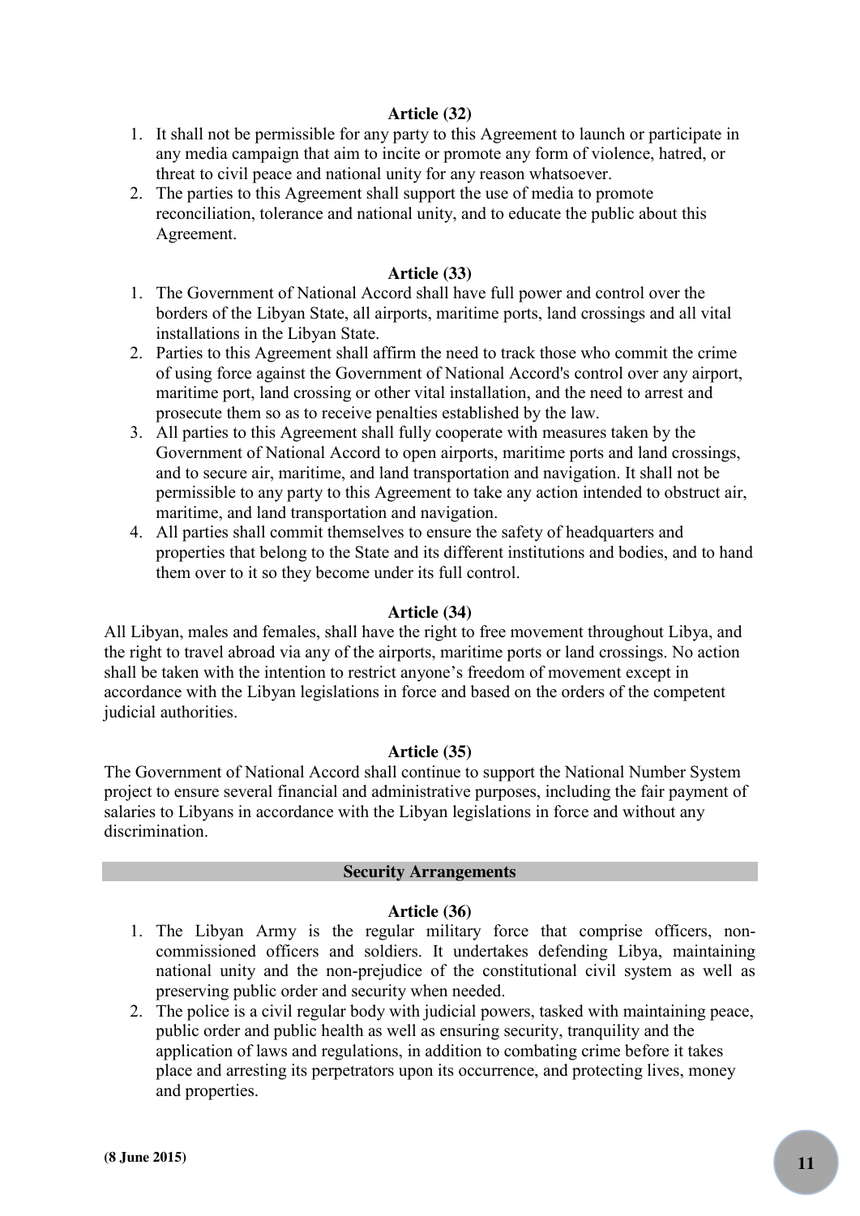### Article (32)

1. It shall not be permissible for any party to this Agreement to launch or participate in any media campaign that aim to incite or promote any form of violence, hatred, or threat to civil peace and national unity for any reason whatsoever.
2. The parties to this Agreement shall support the use of media to promote reconciliation, tolerance and national unity, and to educate the public about this Agreement.

### Article (33)

1. The Government of National Accord shall have full power and control over the borders of the Libyan State, all airports, maritime ports, land crossings and all vital installations in the Libyan State.
2. Parties to this Agreement shall affirm the need to track those who commit the crime of using force against the Government of National Accord's control over any airport, maritime port, land crossing or other vital installation, and the need to arrest and prosecute them so as to receive penalties established by the law.
3. All parties to this Agreement shall fully cooperate with measures taken by the Government of National Accord to open airports, maritime ports and land crossings, and to secure air, maritime, and land transportation and navigation. It shall not be permissible to any party to this Agreement to take any action intended to obstruct air, maritime, and land transportation and navigation.
4. All parties shall commit themselves to ensure the safety of headquarters and properties that belong to the State and its different institutions and bodies, and to hand them over to it so they become under its full control.

### Article (34)

All Libyan, males and females, shall have the right to free movement throughout Libya, and the right to travel abroad via any of the airports, maritime ports or land crossings. No action shall be taken with the intention to restrict anyone's freedom of movement except in accordance with the Libyan legislations in force and based on the orders of the competent judicial authorities.

### Article (35)

The Government of National Accord shall continue to support the National Number System project to ensure several financial and administrative purposes, including the fair payment of salaries to Libyans in accordance with the Libyan legislations in force and without any discrimination.

## Security Arrangements

### Article (36)

1. The Libyan Army is the regular military force that comprise officers, non-commissioned officers and soldiers. It undertakes defending Libya, maintaining national unity and the non-prejudice of the constitutional civil system as well as preserving public order and security when needed.
2. The police is a civil regular body with judicial powers, tasked with maintaining peace, public order and public health as well as ensuring security, tranquility and the application of laws and regulations, in addition to combating crime before it takes place and arresting its perpetrators upon its occurrence, and protecting lives, money and properties.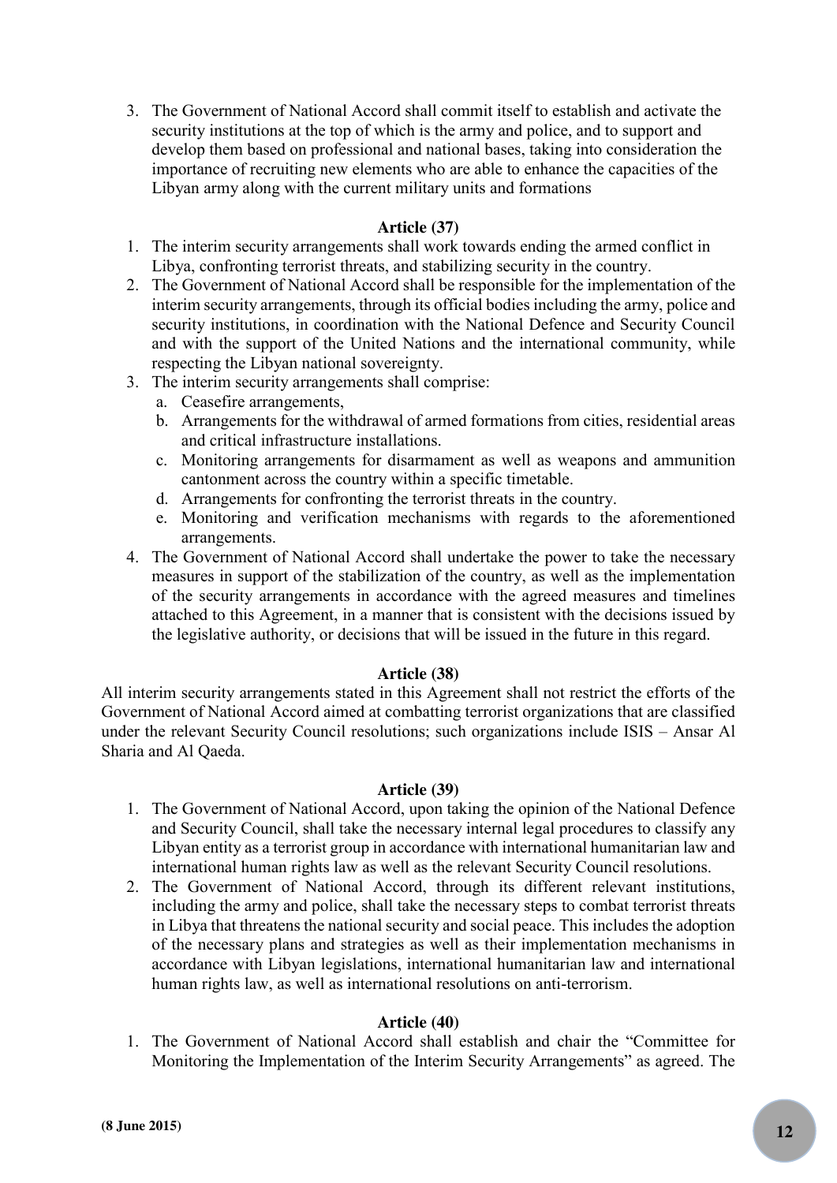3. The Government of National Accord shall commit itself to establish and activate the security institutions at the top of which is the army and police, and to support and develop them based on professional and national bases, taking into consideration the importance of recruiting new elements who are able to enhance the capacities of the Libyan army along with the current military units and formations

**Article (37)**

1. The interim security arrangements shall work towards ending the armed conflict in Libya, confronting terrorist threats, and stabilizing security in the country.
2. The Government of National Accord shall be responsible for the implementation of the interim security arrangements, through its official bodies including the army, police and security institutions, in coordination with the National Defence and Security Council and with the support of the United Nations and the international community, while respecting the Libyan national sovereignty.
3. The interim security arrangements shall comprise:
   a. Ceasefire arrangements,
   b. Arrangements for the withdrawal of armed formations from cities, residential areas and critical infrastructure installations.
   c. Monitoring arrangements for disarmament as well as weapons and ammunition cantonment across the country within a specific timetable.
   d. Arrangements for confronting the terrorist threats in the country.
   e. Monitoring and verification mechanisms with regards to the aforementioned arrangements.
4. The Government of National Accord shall undertake the power to take the necessary measures in support of the stabilization of the country, as well as the implementation of the security arrangements in accordance with the agreed measures and timelines attached to this Agreement, in a manner that is consistent with the decisions issued by the legislative authority, or decisions that will be issued in the future in this regard.

**Article (38)**

All interim security arrangements stated in this Agreement shall not restrict the efforts of the Government of National Accord aimed at combatting terrorist organizations that are classified under the relevant Security Council resolutions; such organizations include ISIS – Ansar Al Sharia and Al Qaeda.

**Article (39)**

1. The Government of National Accord, upon taking the opinion of the National Defence and Security Council, shall take the necessary internal legal procedures to classify any Libyan entity as a terrorist group in accordance with international humanitarian law and international human rights law as well as the relevant Security Council resolutions.
2. The Government of National Accord, through its different relevant institutions, including the army and police, shall take the necessary steps to combat terrorist threats in Libya that threatens the national security and social peace. This includes the adoption of the necessary plans and strategies as well as their implementation mechanisms in accordance with Libyan legislations, international humanitarian law and international human rights law, as well as international resolutions on anti-terrorism.

**Article (40)**

1. The Government of National Accord shall establish and chair the "Committee for Monitoring the Implementation of the Interim Security Arrangements" as agreed. The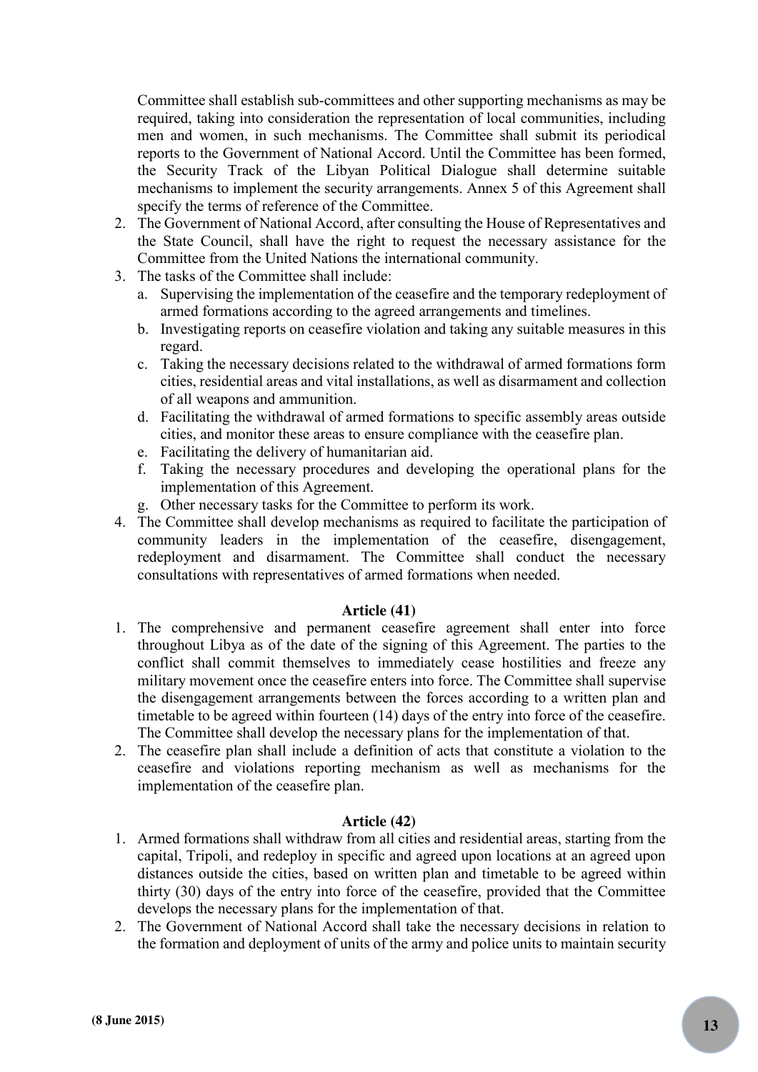Committee shall establish sub-committees and other supporting mechanisms as may be required, taking into consideration the representation of local communities, including men and women, in such mechanisms. The Committee shall submit its periodical reports to the Government of National Accord. Until the Committee has been formed, the Security Track of the Libyan Political Dialogue shall determine suitable mechanisms to implement the security arrangements. Annex 5 of this Agreement shall specify the terms of reference of the Committee.

2. The Government of National Accord, after consulting the House of Representatives and the State Council, shall have the right to request the necessary assistance for the Committee from the United Nations the international community.
3. The tasks of the Committee shall include:
   a. Supervising the implementation of the ceasefire and the temporary redeployment of armed formations according to the agreed arrangements and timelines.
   b. Investigating reports on ceasefire violation and taking any suitable measures in this regard.
   c. Taking the necessary decisions related to the withdrawal of armed formations form cities, residential areas and vital installations, as well as disarmament and collection of all weapons and ammunition.
   d. Facilitating the withdrawal of armed formations to specific assembly areas outside cities, and monitor these areas to ensure compliance with the ceasefire plan.
   e. Facilitating the delivery of humanitarian aid.
   f. Taking the necessary procedures and developing the operational plans for the implementation of this Agreement.
   g. Other necessary tasks for the Committee to perform its work.
4. The Committee shall develop mechanisms as required to facilitate the participation of community leaders in the implementation of the ceasefire, disengagement, redeployment and disarmament. The Committee shall conduct the necessary consultations with representatives of armed formations when needed.

**Article (41)**

1. The comprehensive and permanent ceasefire agreement shall enter into force throughout Libya as of the date of the signing of this Agreement. The parties to the conflict shall commit themselves to immediately cease hostilities and freeze any military movement once the ceasefire enters into force. The Committee shall supervise the disengagement arrangements between the forces according to a written plan and timetable to be agreed within fourteen (14) days of the entry into force of the ceasefire. The Committee shall develop the necessary plans for the implementation of that.
2. The ceasefire plan shall include a definition of acts that constitute a violation to the ceasefire and violations reporting mechanism as well as mechanisms for the implementation of the ceasefire plan.

**Article (42)**

1. Armed formations shall withdraw from all cities and residential areas, starting from the capital, Tripoli, and redeploy in specific and agreed upon locations at an agreed upon distances outside the cities, based on written plan and timetable to be agreed within thirty (30) days of the entry into force of the ceasefire, provided that the Committee develops the necessary plans for the implementation of that.
2. The Government of National Accord shall take the necessary decisions in relation to the formation and deployment of units of the army and police units to maintain security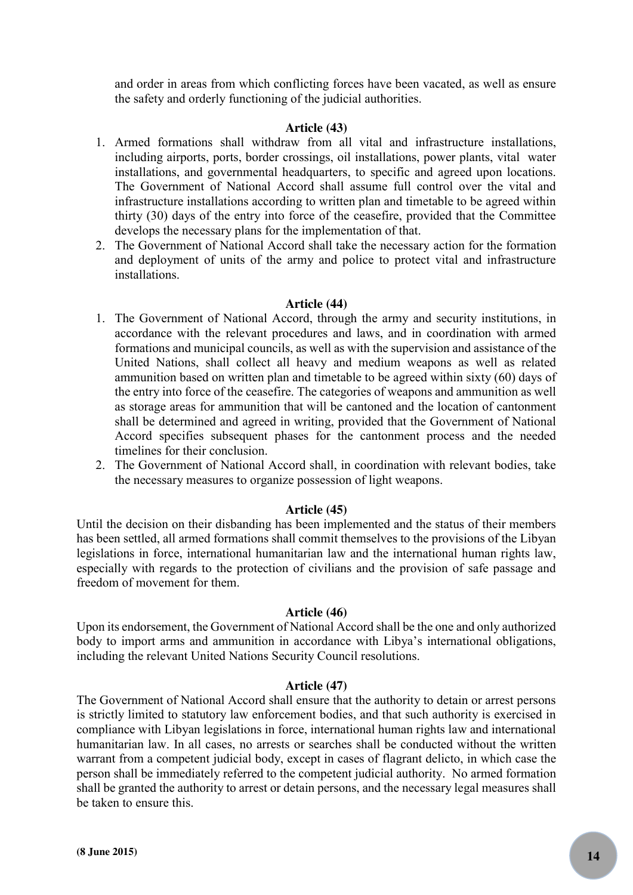and order in areas from which conflicting forces have been vacated, as well as ensure the safety and orderly functioning of the judicial authorities.

**Article (43)**

1. Armed formations shall withdraw from all vital and infrastructure installations, including airports, ports, border crossings, oil installations, power plants, vital water installations, and governmental headquarters, to specific and agreed upon locations. The Government of National Accord shall assume full control over the vital and infrastructure installations according to written plan and timetable to be agreed within thirty (30) days of the entry into force of the ceasefire, provided that the Committee develops the necessary plans for the implementation of that.
2. The Government of National Accord shall take the necessary action for the formation and deployment of units of the army and police to protect vital and infrastructure installations.

**Article (44)**

1. The Government of National Accord, through the army and security institutions, in accordance with the relevant procedures and laws, and in coordination with armed formations and municipal councils, as well as with the supervision and assistance of the United Nations, shall collect all heavy and medium weapons as well as related ammunition based on written plan and timetable to be agreed within sixty (60) days of the entry into force of the ceasefire. The categories of weapons and ammunition as well as storage areas for ammunition that will be cantoned and the location of cantonment shall be determined and agreed in writing, provided that the Government of National Accord specifies subsequent phases for the cantonment process and the needed timelines for their conclusion.
2. The Government of National Accord shall, in coordination with relevant bodies, take the necessary measures to organize possession of light weapons.

**Article (45)**

Until the decision on their disbanding has been implemented and the status of their members has been settled, all armed formations shall commit themselves to the provisions of the Libyan legislations in force, international humanitarian law and the international human rights law, especially with regards to the protection of civilians and the provision of safe passage and freedom of movement for them.

**Article (46)**

Upon its endorsement, the Government of National Accord shall be the one and only authorized body to import arms and ammunition in accordance with Libya's international obligations, including the relevant United Nations Security Council resolutions.

**Article (47)**

The Government of National Accord shall ensure that the authority to detain or arrest persons is strictly limited to statutory law enforcement bodies, and that such authority is exercised in compliance with Libyan legislations in force, international human rights law and international humanitarian law. In all cases, no arrests or searches shall be conducted without the written warrant from a competent judicial body, except in cases of flagrant delicto, in which case the person shall be immediately referred to the competent judicial authority. No armed formation shall be granted the authority to arrest or detain persons, and the necessary legal measures shall be taken to ensure this.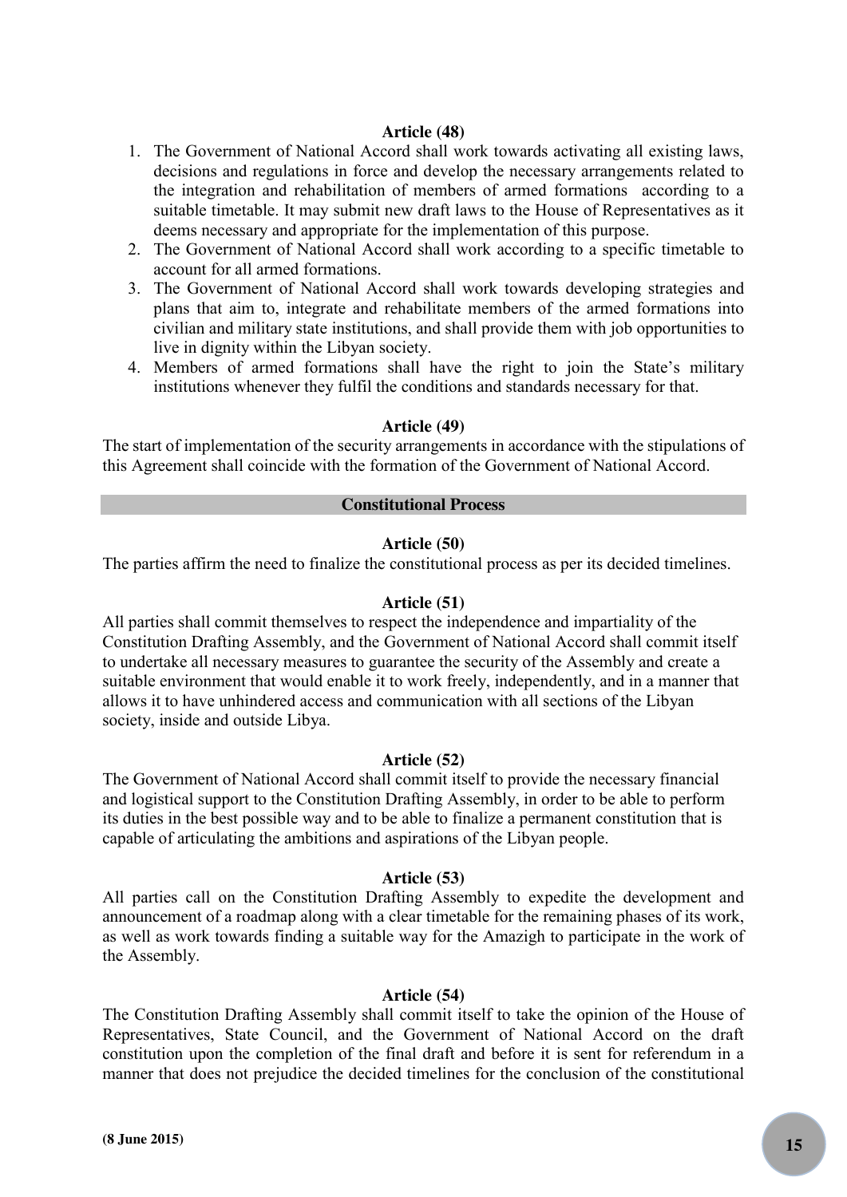### Article (48)

1. The Government of National Accord shall work towards activating all existing laws, decisions and regulations in force and develop the necessary arrangements related to the integration and rehabilitation of members of armed formations according to a suitable timetable. It may submit new draft laws to the House of Representatives as it deems necessary and appropriate for the implementation of this purpose.
2. The Government of National Accord shall work according to a specific timetable to account for all armed formations.
3. The Government of National Accord shall work towards developing strategies and plans that aim to, integrate and rehabilitate members of the armed formations into civilian and military state institutions, and shall provide them with job opportunities to live in dignity within the Libyan society.
4. Members of armed formations shall have the right to join the State's military institutions whenever they fulfil the conditions and standards necessary for that.

### Article (49)

The start of implementation of the security arrangements in accordance with the stipulations of this Agreement shall coincide with the formation of the Government of National Accord.

## Constitutional Process

### Article (50)

The parties affirm the need to finalize the constitutional process as per its decided timelines.

### Article (51)

All parties shall commit themselves to respect the independence and impartiality of the Constitution Drafting Assembly, and the Government of National Accord shall commit itself to undertake all necessary measures to guarantee the security of the Assembly and create a suitable environment that would enable it to work freely, independently, and in a manner that allows it to have unhindered access and communication with all sections of the Libyan society, inside and outside Libya.

### Article (52)

The Government of National Accord shall commit itself to provide the necessary financial and logistical support to the Constitution Drafting Assembly, in order to be able to perform its duties in the best possible way and to be able to finalize a permanent constitution that is capable of articulating the ambitions and aspirations of the Libyan people.

### Article (53)

All parties call on the Constitution Drafting Assembly to expedite the development and announcement of a roadmap along with a clear timetable for the remaining phases of its work, as well as work towards finding a suitable way for the Amazigh to participate in the work of the Assembly.

### Article (54)

The Constitution Drafting Assembly shall commit itself to take the opinion of the House of Representatives, State Council, and the Government of National Accord on the draft constitution upon the completion of the final draft and before it is sent for referendum in a manner that does not prejudice the decided timelines for the conclusion of the constitutional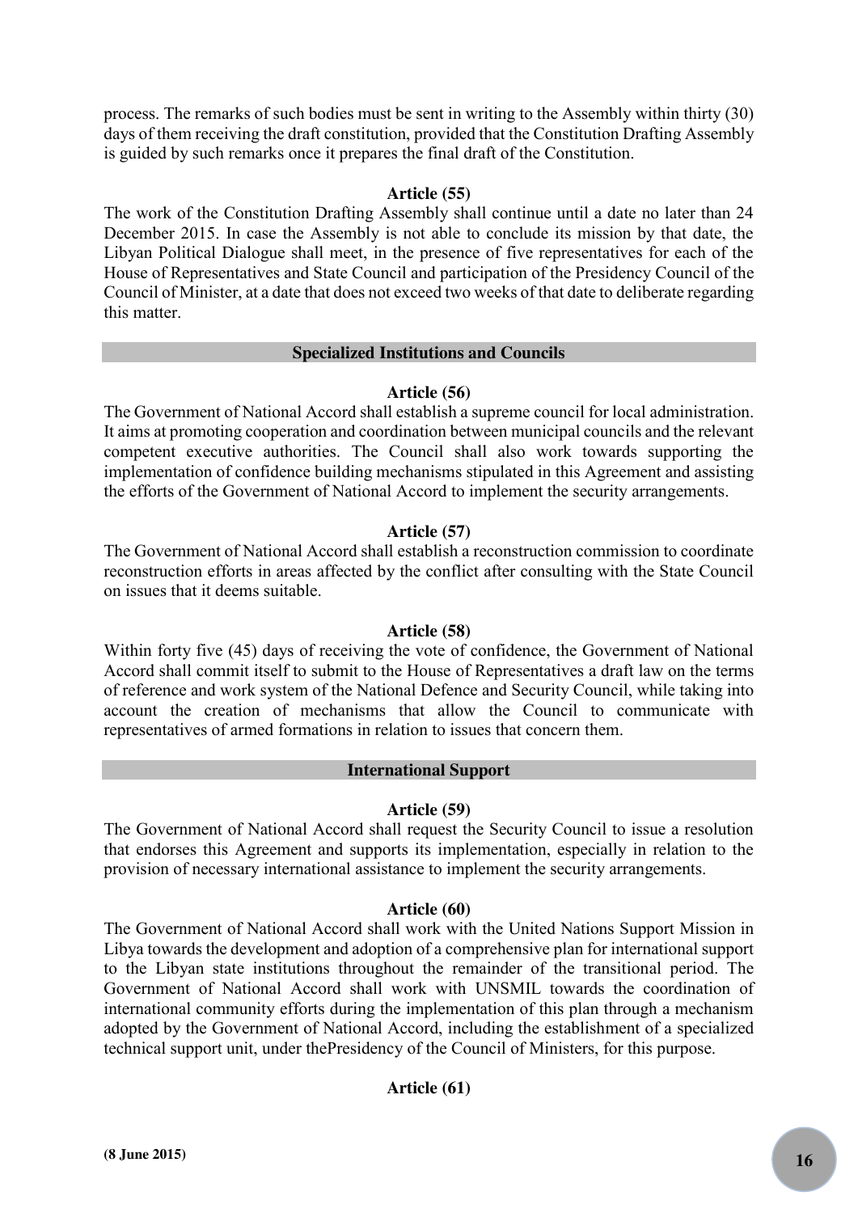process. The remarks of such bodies must be sent in writing to the Assembly within thirty (30) days of them receiving the draft constitution, provided that the Constitution Drafting Assembly is guided by such remarks once it prepares the final draft of the Constitution.

**Article (55)**

The work of the Constitution Drafting Assembly shall continue until a date no later than 24 December 2015. In case the Assembly is not able to conclude its mission by that date, the Libyan Political Dialogue shall meet, in the presence of five representatives for each of the House of Representatives and State Council and participation of the Presidency Council of the Council of Minister, at a date that does not exceed two weeks of that date to deliberate regarding this matter.

## Specialized Institutions and Councils

**Article (56)**

The Government of National Accord shall establish a supreme council for local administration. It aims at promoting cooperation and coordination between municipal councils and the relevant competent executive authorities. The Council shall also work towards supporting the implementation of confidence building mechanisms stipulated in this Agreement and assisting the efforts of the Government of National Accord to implement the security arrangements.

**Article (57)**

The Government of National Accord shall establish a reconstruction commission to coordinate reconstruction efforts in areas affected by the conflict after consulting with the State Council on issues that it deems suitable.

**Article (58)**

Within forty five (45) days of receiving the vote of confidence, the Government of National Accord shall commit itself to submit to the House of Representatives a draft law on the terms of reference and work system of the National Defence and Security Council, while taking into account the creation of mechanisms that allow the Council to communicate with representatives of armed formations in relation to issues that concern them.

## International Support

**Article (59)**

The Government of National Accord shall request the Security Council to issue a resolution that endorses this Agreement and supports its implementation, especially in relation to the provision of necessary international assistance to implement the security arrangements.

**Article (60)**

The Government of National Accord shall work with the United Nations Support Mission in Libya towards the development and adoption of a comprehensive plan for international support to the Libyan state institutions throughout the remainder of the transitional period. The Government of National Accord shall work with UNSMIL towards the coordination of international community efforts during the implementation of this plan through a mechanism adopted by the Government of National Accord, including the establishment of a specialized technical support unit, under thePresidency of the Council of Ministers, for this purpose.

**Article (61)**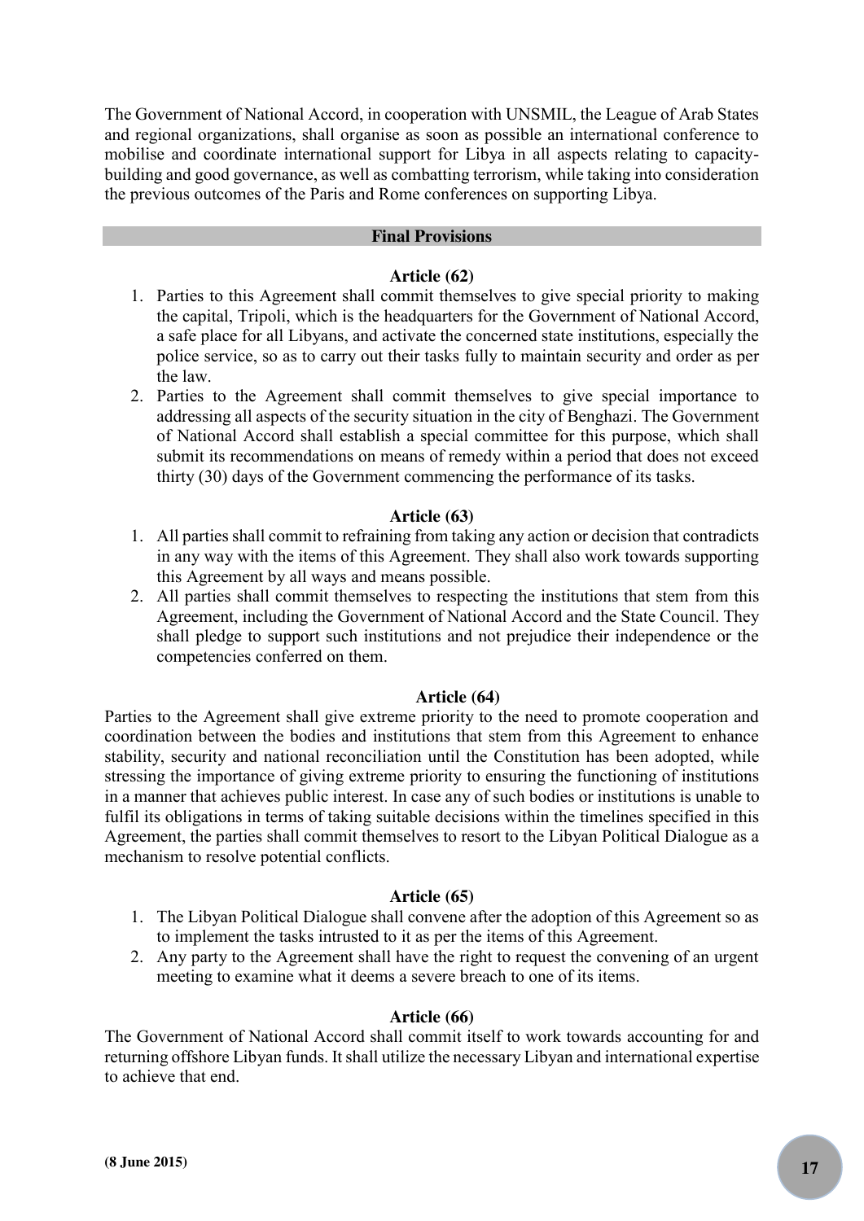The Government of National Accord, in cooperation with UNSMIL, the League of Arab States and regional organizations, shall organise as soon as possible an international conference to mobilise and coordinate international support for Libya in all aspects relating to capacity-building and good governance, as well as combatting terrorism, while taking into consideration the previous outcomes of the Paris and Rome conferences on supporting Libya.

## Final Provisions

### Article (62)

1. Parties to this Agreement shall commit themselves to give special priority to making the capital, Tripoli, which is the headquarters for the Government of National Accord, a safe place for all Libyans, and activate the concerned state institutions, especially the police service, so as to carry out their tasks fully to maintain security and order as per the law.
2. Parties to the Agreement shall commit themselves to give special importance to addressing all aspects of the security situation in the city of Benghazi. The Government of National Accord shall establish a special committee for this purpose, which shall submit its recommendations on means of remedy within a period that does not exceed thirty (30) days of the Government commencing the performance of its tasks.

### Article (63)

1. All parties shall commit to refraining from taking any action or decision that contradicts in any way with the items of this Agreement. They shall also work towards supporting this Agreement by all ways and means possible.
2. All parties shall commit themselves to respecting the institutions that stem from this Agreement, including the Government of National Accord and the State Council. They shall pledge to support such institutions and not prejudice their independence or the competencies conferred on them.

### Article (64)

Parties to the Agreement shall give extreme priority to the need to promote cooperation and coordination between the bodies and institutions that stem from this Agreement to enhance stability, security and national reconciliation until the Constitution has been adopted, while stressing the importance of giving extreme priority to ensuring the functioning of institutions in a manner that achieves public interest. In case any of such bodies or institutions is unable to fulfil its obligations in terms of taking suitable decisions within the timelines specified in this Agreement, the parties shall commit themselves to resort to the Libyan Political Dialogue as a mechanism to resolve potential conflicts.

### Article (65)

1. The Libyan Political Dialogue shall convene after the adoption of this Agreement so as to implement the tasks intrusted to it as per the items of this Agreement.
2. Any party to the Agreement shall have the right to request the convening of an urgent meeting to examine what it deems a severe breach to one of its items.

### Article (66)

The Government of National Accord shall commit itself to work towards accounting for and returning offshore Libyan funds. It shall utilize the necessary Libyan and international expertise to achieve that end.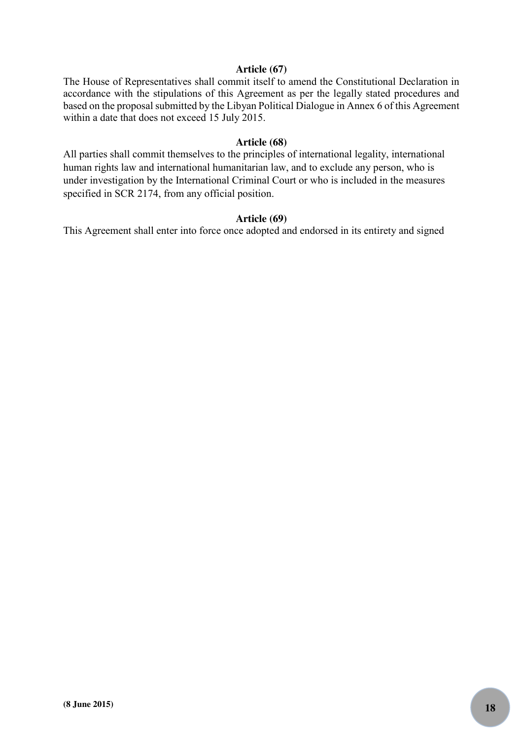### Article (67)

The House of Representatives shall commit itself to amend the Constitutional Declaration in accordance with the stipulations of this Agreement as per the legally stated procedures and based on the proposal submitted by the Libyan Political Dialogue in Annex 6 of this Agreement within a date that does not exceed 15 July 2015.

### Article (68)

All parties shall commit themselves to the principles of international legality, international human rights law and international humanitarian law, and to exclude any person, who is under investigation by the International Criminal Court or who is included in the measures specified in SCR 2174, from any official position.

### Article (69)

This Agreement shall enter into force once adopted and endorsed in its entirety and signed